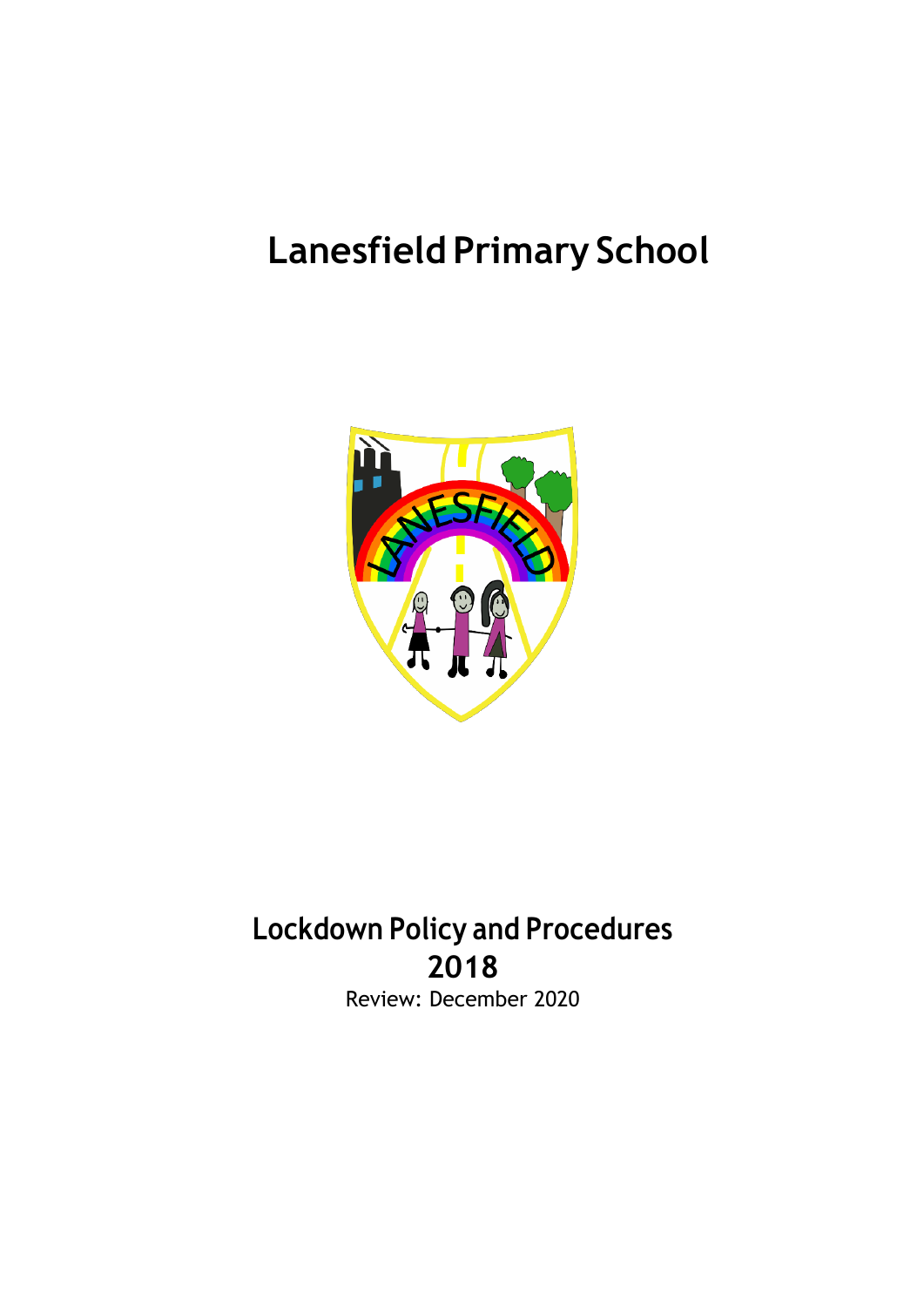# Lanesfield Primary School

## Lockdown Policy and Procedures

## 2018

Review: December 2020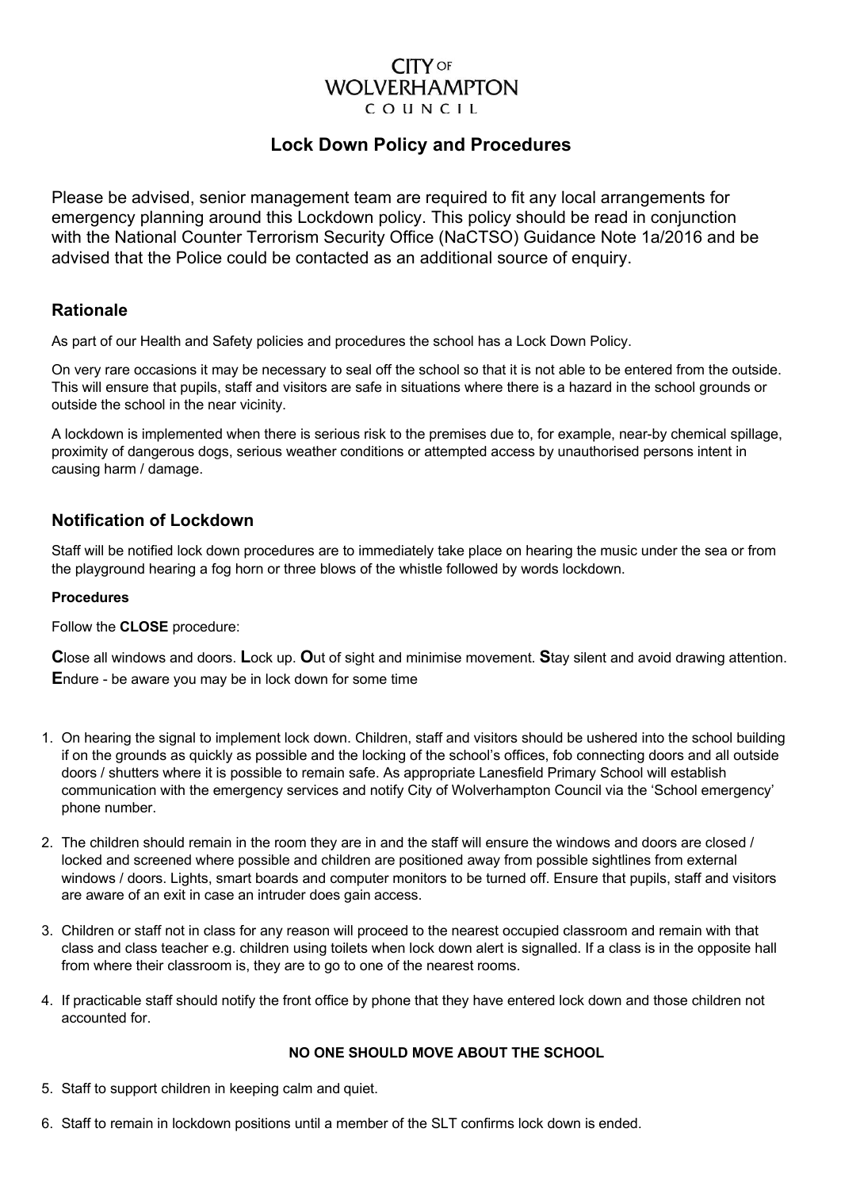# CITY OF WOLVERHAMPTON COUNCIL

## Lock Down Policy and Procedures

Please be advised, senior management team are required to fit any local arrangements for emergency planning around this Lockdown policy. This policy should be read in conjunction with the National Counter Terrorism Security Office (NaCTSO) Guidance Note 1a/2016 and be advised that the Police could be contacted as an additional source of enquiry.

### Rationale

As part of our Health and Safety policies and procedures the school has a Lock Down Policy.

On very rare occasions it may be necessary to seal off the school so that it is not able to be entered from the outside. This will ensure that pupils, staff and visitors are safe in situations where there is a hazard in the school grounds or outside the school in the near vicinity.

A lockdown is implemented when there is serious risk to the premises due to, for example, near-by chemical spillage, proximity of dangerous dogs, serious weather conditions or attempted access by unauthorised persons intent in causing harm / damage.

### Notification of Lockdown

Staff will be notified lock down procedures are to immediately take place on hearing the music under the sea or from the playground hearing a fog horn or three blows of the whistle followed by words lockdown.

#### Procedures

Follow the **CLOSE** procedure:

**C**lose all windows and doors. **L**ock up. **O**ut of sight and minimise movement. **S**tay silent and avoid drawing attention. **E**ndure - be aware you may be in lock down for some time

1. On hearing the signal to implement lock down. Children, staff and visitors should be ushered into the school building if on the grounds as quickly as possible and the locking of the school's offices, fob connecting doors and all outside doors / shutters where it is possible to remain safe. As appropriate Lanesfield Primary School will establish communication with the emergency services and notify City of Wolverhampton Council via the 'School emergency' phone number.

2. The children should remain in the room they are in and the staff will ensure the windows and doors are closed / locked and screened where possible and children are positioned away from possible sightlines from external windows / doors. Lights, smart boards and computer monitors to be turned off. Ensure that pupils, staff and visitors are aware of an exit in case an intruder does gain access.

3. Children or staff not in class for any reason will proceed to the nearest occupied classroom and remain with that class and class teacher e.g. children using toilets when lock down alert is signalled. If a class is in the opposite hall from where their classroom is, they are to go to one of the nearest rooms.

4. If practicable staff should notify the front office by phone that they have entered lock down and those children not accounted for.

**NO ONE SHOULD MOVE ABOUT THE SCHOOL**

5. Staff to support children in keeping calm and quiet.

6. Staff to remain in lockdown positions until a member of the SLT confirms lock down is ended.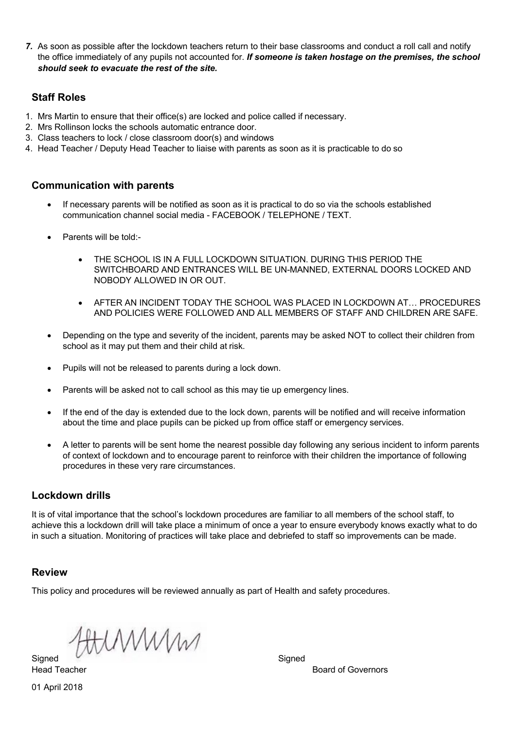7. As soon as possible after the lockdown teachers return to their base classrooms and conduct a roll call and notify the office immediately of any pupils not accounted for. ***If someone is taken hostage on the premises, the school should seek to evacuate the rest of the site.***

## Staff Roles

1. Mrs Martin to ensure that their office(s) are locked and police called if necessary.
2. Mrs Rollinson locks the schools automatic entrance door.
3. Class teachers to lock / close classroom door(s) and windows
4. Head Teacher / Deputy Head Teacher to liaise with parents as soon as it is practicable to do so

## Communication with parents

- If necessary parents will be notified as soon as it is practical to do so via the schools established communication channel social media - FACEBOOK / TELEPHONE / TEXT.
- Parents will be told:-
  - THE SCHOOL IS IN A FULL LOCKDOWN SITUATION. DURING THIS PERIOD THE SWITCHBOARD AND ENTRANCES WILL BE UN-MANNED, EXTERNAL DOORS LOCKED AND NOBODY ALLOWED IN OR OUT.
  - AFTER AN INCIDENT TODAY THE SCHOOL WAS PLACED IN LOCKDOWN AT… PROCEDURES AND POLICIES WERE FOLLOWED AND ALL MEMBERS OF STAFF AND CHILDREN ARE SAFE.
- Depending on the type and severity of the incident, parents may be asked NOT to collect their children from school as it may put them and their child at risk.
- Pupils will not be released to parents during a lock down.
- Parents will be asked not to call school as this may tie up emergency lines.
- If the end of the day is extended due to the lock down, parents will be notified and will receive information about the time and place pupils can be picked up from office staff or emergency services.
- A letter to parents will be sent home the nearest possible day following any serious incident to inform parents of context of lockdown and to encourage parent to reinforce with their children the importance of following procedures in these very rare circumstances.

## Lockdown drills

It is of vital importance that the school's lockdown procedures are familiar to all members of the school staff, to achieve this a lockdown drill will take place a minimum of once a year to ensure everybody knows exactly what to do in such a situation. Monitoring of practices will take place and debriefed to staff so improvements can be made.

## Review

This policy and procedures will be reviewed annually as part of Health and safety procedures.

Signed
Head Teacher

Signed
Board of Governors

01 April 2018